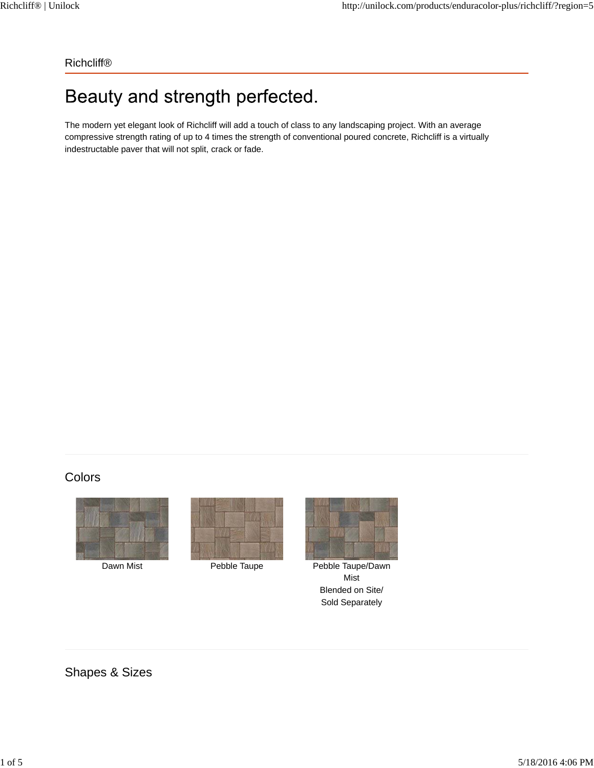Richcliff®

# Beauty and strength perfected.

The modern yet elegant look of Richcliff will add a touch of class to any landscaping project. With an average compressive strength rating of up to 4 times the strength of conventional poured concrete, Richcliff is a virtually indestructable paver that will not split, crack or fade.

## Colors

Dawn Mist

Pebble Taupe

Pebble Taupe/Dawn Mist
Blended on Site/
Sold Separately

## Shapes & Sizes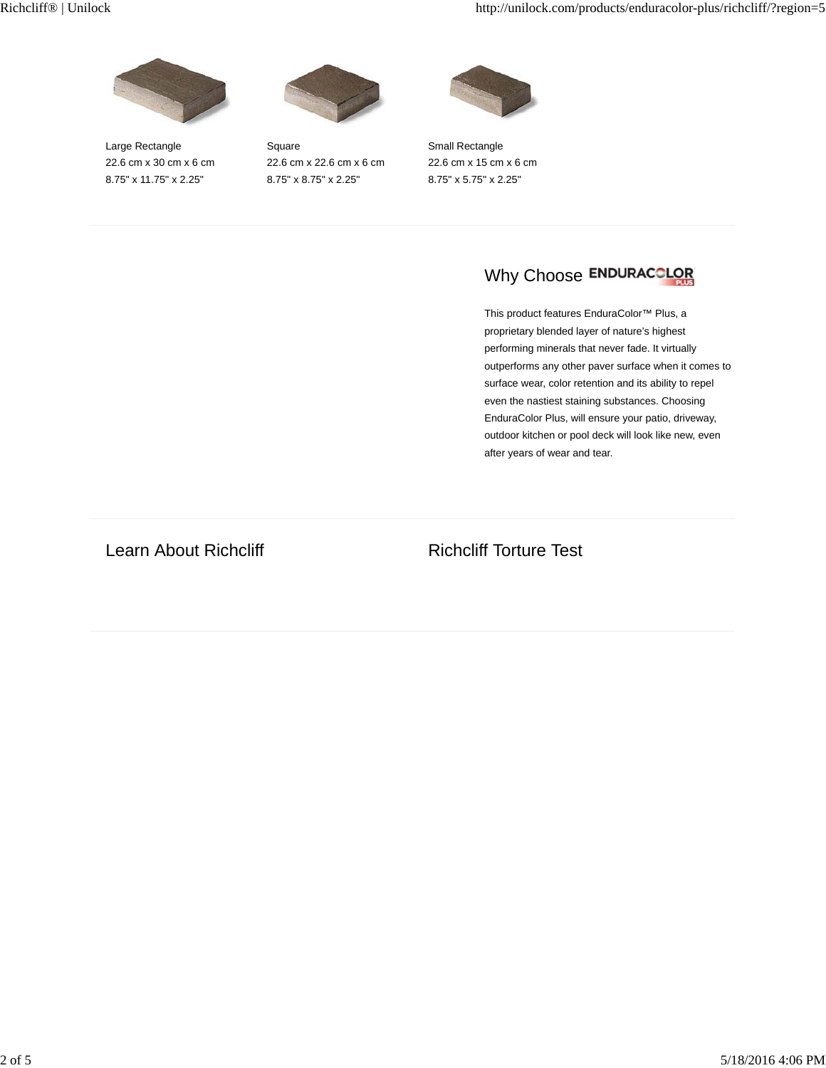Large Rectangle
22.6 cm x 30 cm x 6 cm
8.75" x 11.75" x 2.25"

Square
22.6 cm x 22.6 cm x 6 cm
8.75" x 8.75" x 2.25"

Small Rectangle
22.6 cm x 15 cm x 6 cm
8.75" x 5.75" x 2.25"

## Why Choose ENDURACOLOR PLUS

This product features EnduraColor™ Plus, a proprietary blended layer of nature's highest performing minerals that never fade. It virtually outperforms any other paver surface when it comes to surface wear, color retention and its ability to repel even the nastiest staining substances. Choosing EnduraColor Plus, will ensure your patio, driveway, outdoor kitchen or pool deck will look like new, even after years of wear and tear.

## Learn About Richcliff

## Richcliff Torture Test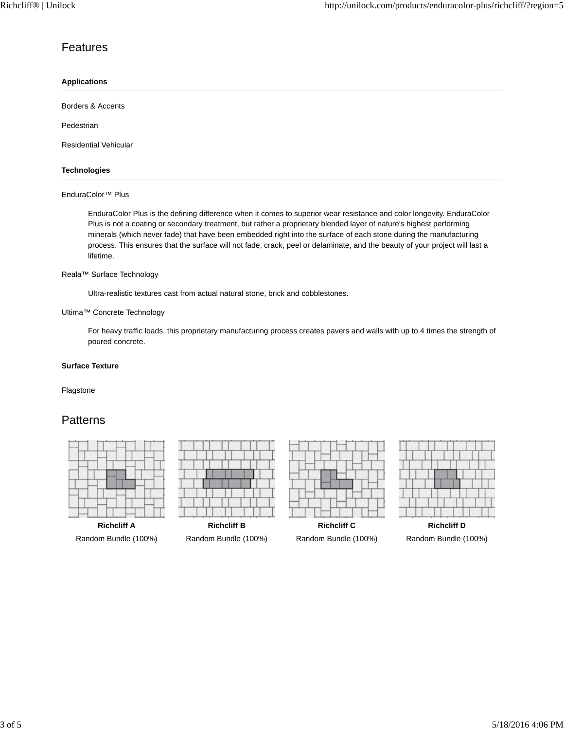## Features

### Applications

Borders & Accents

Pedestrian

Residential Vehicular

### Technologies

EnduraColor™ Plus

> EnduraColor Plus is the defining difference when it comes to superior wear resistance and color longevity. EnduraColor Plus is not a coating or secondary treatment, but rather a proprietary blended layer of nature's highest performing minerals (which never fade) that have been embedded right into the surface of each stone during the manufacturing process. This ensures that the surface will not fade, crack, peel or delaminate, and the beauty of your project will last a lifetime.

Reala™ Surface Technology

> Ultra-realistic textures cast from actual natural stone, brick and cobblestones.

Ultima™ Concrete Technology

> For heavy traffic loads, this proprietary manufacturing process creates pavers and walls with up to 4 times the strength of poured concrete.

### Surface Texture

Flagstone

## Patterns

**Richcliff A**
Random Bundle (100%)

**Richcliff B**
Random Bundle (100%)

**Richcliff C**
Random Bundle (100%)

**Richcliff D**
Random Bundle (100%)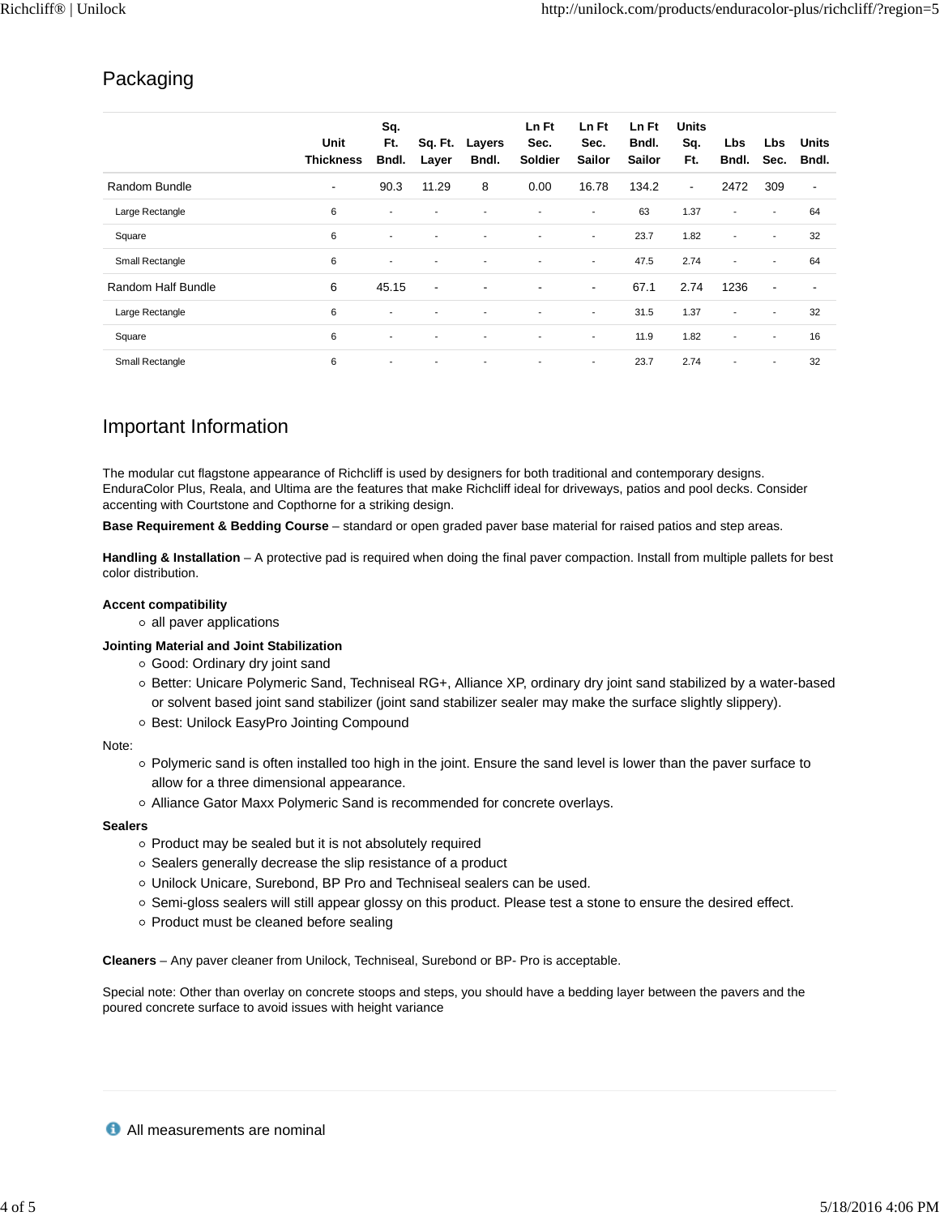## Packaging

| | Unit Thickness | Sq. Ft. Bndl. | Sq. Ft. Layer | Layers Bndl. | Ln Ft Sec. Soldier | Ln Ft Sec. Sailor | Ln Ft Bndl. Sailor | Units Sq. Ft. | Lbs Bndl. | Lbs Sec. | Units Bndl. |
|---|---|---|---|---|---|---|---|---|---|---|---|
| Random Bundle | - | 90.3 | 11.29 | 8 | 0.00 | 16.78 | 134.2 | - | 2472 | 309 | - |
| Large Rectangle | 6 | - | - | - | - | - | 63 | 1.37 | - | - | 64 |
| Square | 6 | - | - | - | - | - | 23.7 | 1.82 | - | - | 32 |
| Small Rectangle | 6 | - | - | - | - | - | 47.5 | 2.74 | - | - | 64 |
| Random Half Bundle | 6 | 45.15 | - | - | - | - | 67.1 | 2.74 | 1236 | - | - |
| Large Rectangle | 6 | - | - | - | - | - | 31.5 | 1.37 | - | - | 32 |
| Square | 6 | - | - | - | - | - | 11.9 | 1.82 | - | - | 16 |
| Small Rectangle | 6 | - | - | - | - | - | 23.7 | 2.74 | - | - | 32 |

## Important Information

The modular cut flagstone appearance of Richcliff is used by designers for both traditional and contemporary designs. EnduraColor Plus, Reala, and Ultima are the features that make Richcliff ideal for driveways, patios and pool decks. Consider accenting with Courtstone and Copthorne for a striking design.

**Base Requirement & Bedding Course** – standard or open graded paver base material for raised patios and step areas.

**Handling & Installation** – A protective pad is required when doing the final paver compaction. Install from multiple pallets for best color distribution.

**Accent compatibility**

- all paver applications

**Jointing Material and Joint Stabilization**

- Good: Ordinary dry joint sand
- Better: Unicare Polymeric Sand, Techniseal RG+, Alliance XP, ordinary dry joint sand stabilized by a water-based or solvent based joint sand stabilizer (joint sand stabilizer sealer may make the surface slightly slippery).
- Best: Unilock EasyPro Jointing Compound

Note:

- Polymeric sand is often installed too high in the joint. Ensure the sand level is lower than the paver surface to allow for a three dimensional appearance.
- Alliance Gator Maxx Polymeric Sand is recommended for concrete overlays.

**Sealers**

- Product may be sealed but it is not absolutely required
- Sealers generally decrease the slip resistance of a product
- Unilock Unicare, Surebond, BP Pro and Techniseal sealers can be used.
- Semi-gloss sealers will still appear glossy on this product. Please test a stone to ensure the desired effect.
- Product must be cleaned before sealing

**Cleaners** – Any paver cleaner from Unilock, Techniseal, Surebond or BP- Pro is acceptable.

Special note: Other than overlay on concrete stoops and steps, you should have a bedding layer between the pavers and the poured concrete surface to avoid issues with height variance

All measurements are nominal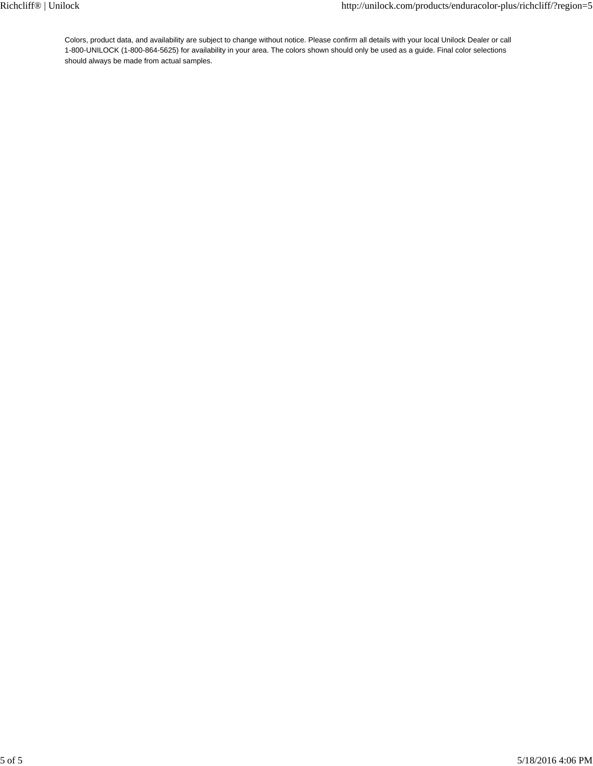Colors, product data, and availability are subject to change without notice. Please confirm all details with your local Unilock Dealer or call 1-800-UNILOCK (1-800-864-5625) for availability in your area. The colors shown should only be used as a guide. Final color selections should always be made from actual samples.